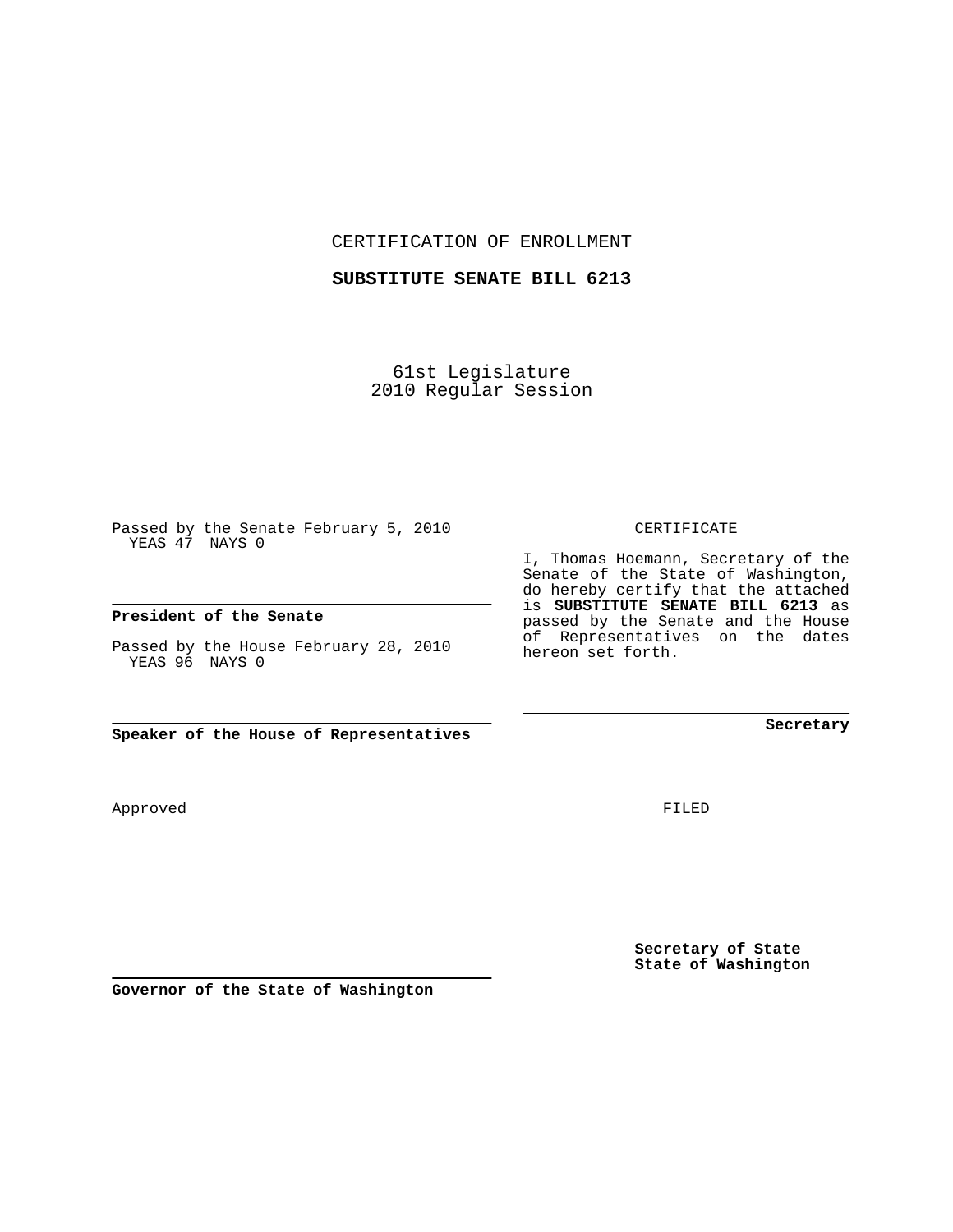CERTIFICATION OF ENROLLMENT

**SUBSTITUTE SENATE BILL 6213**

61st Legislature
2010 Regular Session

Passed by the Senate February 5, 2010
YEAS 47 NAYS 0

**President of the Senate**

Passed by the House February 28, 2010
YEAS 96 NAYS 0

**Speaker of the House of Representatives**

CERTIFICATE

I, Thomas Hoemann, Secretary of the Senate of the State of Washington, do hereby certify that the attached is **SUBSTITUTE SENATE BILL 6213** as passed by the Senate and the House of Representatives on the dates hereon set forth.

**Secretary**

Approved

FILED

**Governor of the State of Washington**

**Secretary of State**
**State of Washington**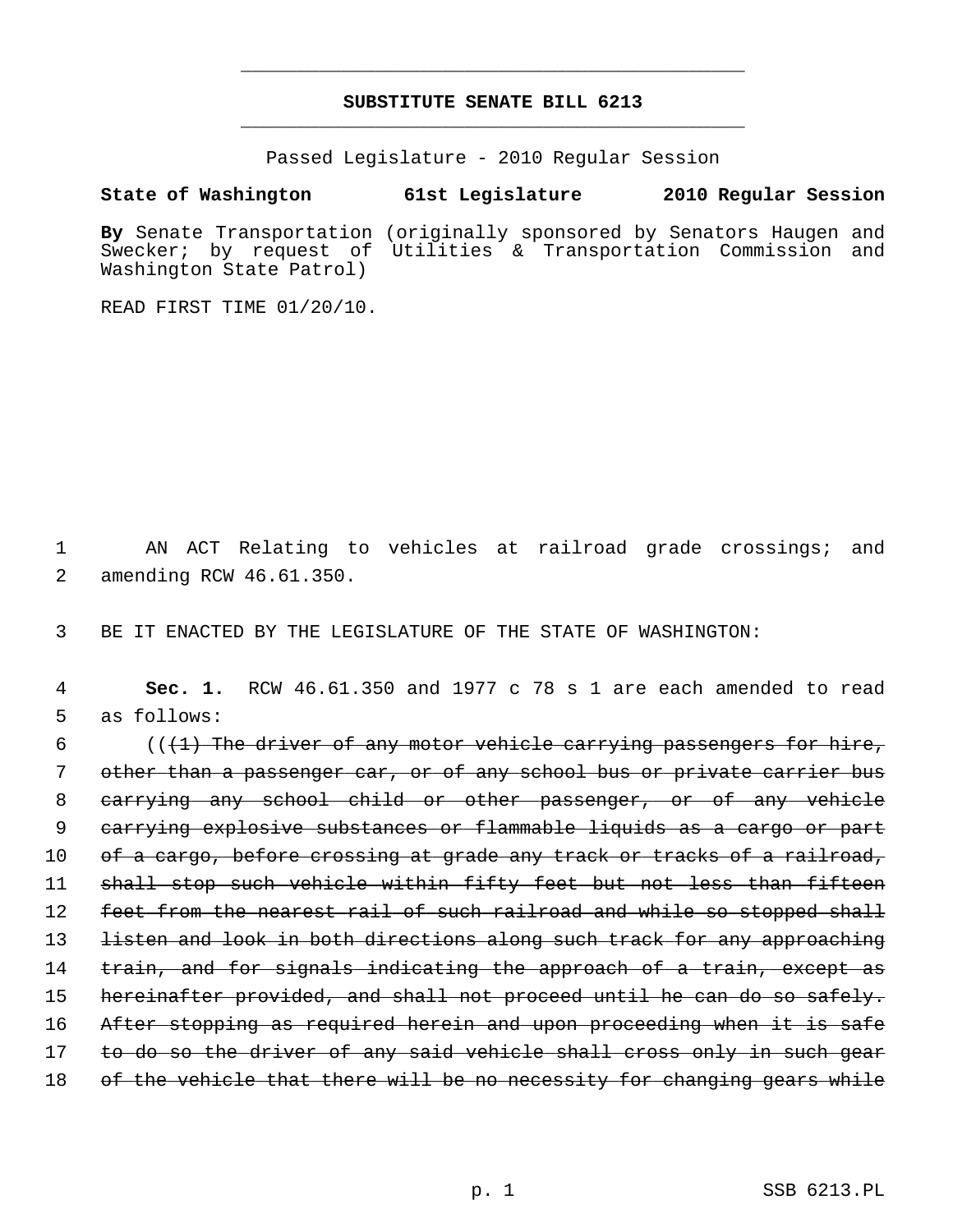# SUBSTITUTE SENATE BILL 6213

Passed Legislature - 2010 Regular Session

**State of Washington 61st Legislature 2010 Regular Session**

**By** Senate Transportation (originally sponsored by Senators Haugen and Swecker; by request of Utilities & Transportation Commission and Washington State Patrol)

READ FIRST TIME 01/20/10.

1 AN ACT Relating to vehicles at railroad grade crossings; and
2 amending RCW 46.61.350.

3 BE IT ENACTED BY THE LEGISLATURE OF THE STATE OF WASHINGTON:

4 **Sec. 1.** RCW 46.61.350 and 1977 c 78 s 1 are each amended to read
5 as follows:

6 ((~~(1) The driver of any motor vehicle carrying passengers for hire,~~
7 ~~other than a passenger car, or of any school bus or private carrier bus~~
8 ~~carrying any school child or other passenger, or of any vehicle~~
9 ~~carrying explosive substances or flammable liquids as a cargo or part~~
10 ~~of a cargo, before crossing at grade any track or tracks of a railroad,~~
11 ~~shall stop such vehicle within fifty feet but not less than fifteen~~
12 ~~feet from the nearest rail of such railroad and while so stopped shall~~
13 ~~listen and look in both directions along such track for any approaching~~
14 ~~train, and for signals indicating the approach of a train, except as~~
15 ~~hereinafter provided, and shall not proceed until he can do so safely.~~
16 ~~After stopping as required herein and upon proceeding when it is safe~~
17 ~~to do so the driver of any said vehicle shall cross only in such gear~~
18 ~~of the vehicle that there will be no necessity for changing gears while~~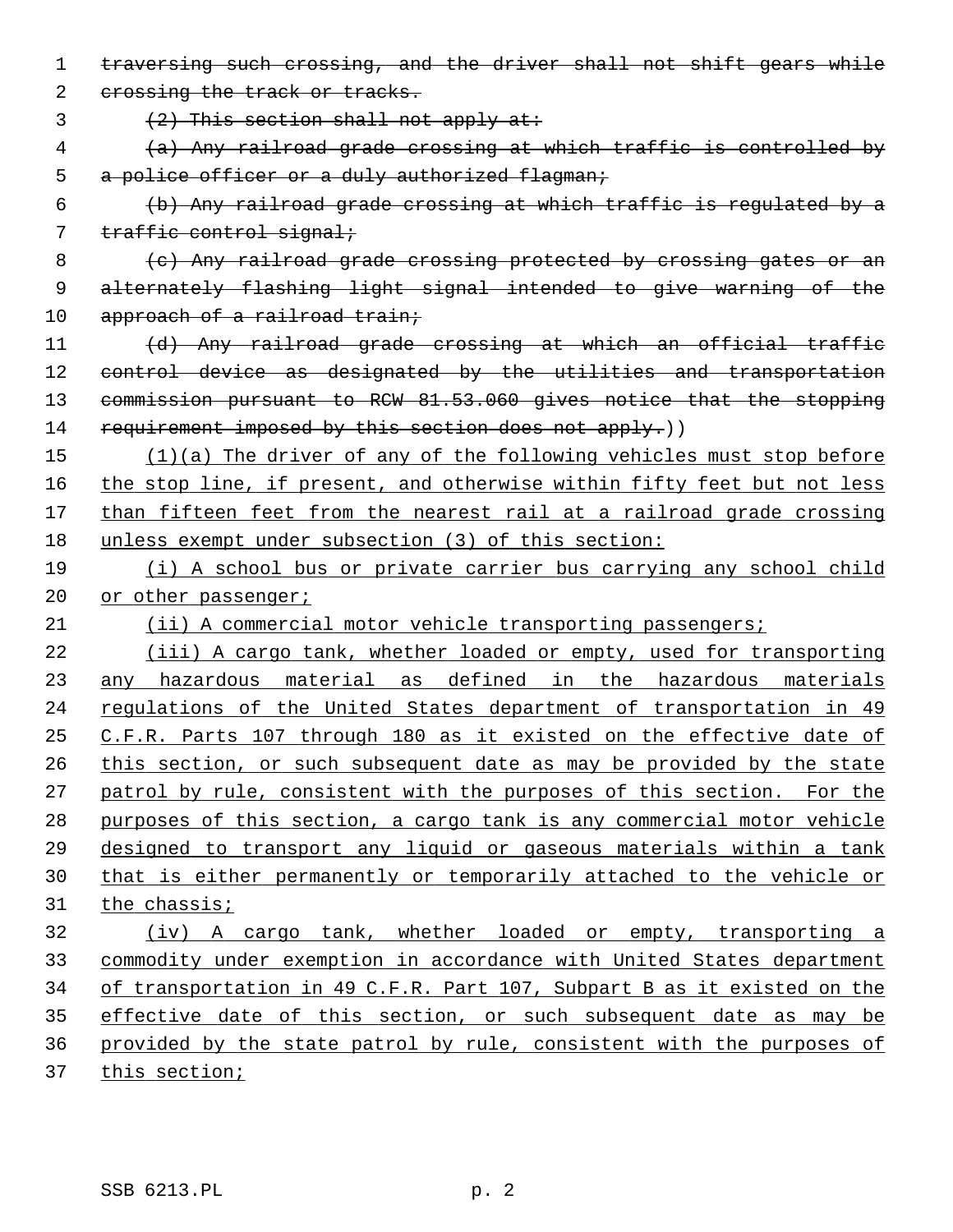~~traversing such crossing, and the driver shall not shift gears while crossing the track or tracks.~~

~~(2) This section shall not apply at:~~

~~(a) Any railroad grade crossing at which traffic is controlled by a police officer or a duly authorized flagman;~~

~~(b) Any railroad grade crossing at which traffic is regulated by a traffic control signal;~~

~~(c) Any railroad grade crossing protected by crossing gates or an alternately flashing light signal intended to give warning of the approach of a railroad train;~~

~~(d) Any railroad grade crossing at which an official traffic control device as designated by the utilities and transportation commission pursuant to RCW 81.53.060 gives notice that the stopping requirement imposed by this section does not apply.~~))

<u>(1)(a) The driver of any of the following vehicles must stop before the stop line, if present, and otherwise within fifty feet but not less than fifteen feet from the nearest rail at a railroad grade crossing unless exempt under subsection (3) of this section:</u>

<u>(i) A school bus or private carrier bus carrying any school child or other passenger;</u>

<u>(ii) A commercial motor vehicle transporting passengers;</u>

<u>(iii) A cargo tank, whether loaded or empty, used for transporting any hazardous material as defined in the hazardous materials regulations of the United States department of transportation in 49 C.F.R. Parts 107 through 180 as it existed on the effective date of this section, or such subsequent date as may be provided by the state patrol by rule, consistent with the purposes of this section. For the purposes of this section, a cargo tank is any commercial motor vehicle designed to transport any liquid or gaseous materials within a tank that is either permanently or temporarily attached to the vehicle or the chassis;</u>

<u>(iv) A cargo tank, whether loaded or empty, transporting a commodity under exemption in accordance with United States department of transportation in 49 C.F.R. Part 107, Subpart B as it existed on the effective date of this section, or such subsequent date as may be provided by the state patrol by rule, consistent with the purposes of this section;</u>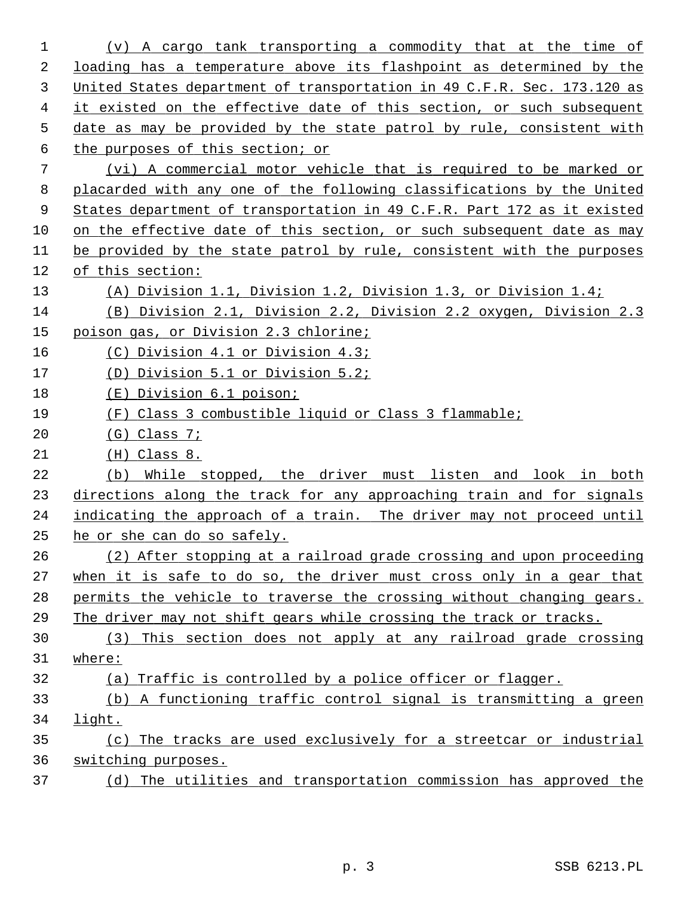(v) A cargo tank transporting a commodity that at the time of loading has a temperature above its flashpoint as determined by the United States department of transportation in 49 C.F.R. Sec. 173.120 as it existed on the effective date of this section, or such subsequent date as may be provided by the state patrol by rule, consistent with the purposes of this section; or

(vi) A commercial motor vehicle that is required to be marked or placarded with any one of the following classifications by the United States department of transportation in 49 C.F.R. Part 172 as it existed on the effective date of this section, or such subsequent date as may be provided by the state patrol by rule, consistent with the purposes of this section:

(A) Division 1.1, Division 1.2, Division 1.3, or Division 1.4;

(B) Division 2.1, Division 2.2, Division 2.2 oxygen, Division 2.3 poison gas, or Division 2.3 chlorine;

(C) Division 4.1 or Division 4.3;

(D) Division 5.1 or Division 5.2;

(E) Division 6.1 poison;

(F) Class 3 combustible liquid or Class 3 flammable;

(G) Class 7;

(H) Class 8.

(b) While stopped, the driver must listen and look in both directions along the track for any approaching train and for signals indicating the approach of a train. The driver may not proceed until he or she can do so safely.

(2) After stopping at a railroad grade crossing and upon proceeding when it is safe to do so, the driver must cross only in a gear that permits the vehicle to traverse the crossing without changing gears. The driver may not shift gears while crossing the track or tracks.

(3) This section does not apply at any railroad grade crossing where:

(a) Traffic is controlled by a police officer or flagger.

(b) A functioning traffic control signal is transmitting a green light.

(c) The tracks are used exclusively for a streetcar or industrial switching purposes.

(d) The utilities and transportation commission has approved the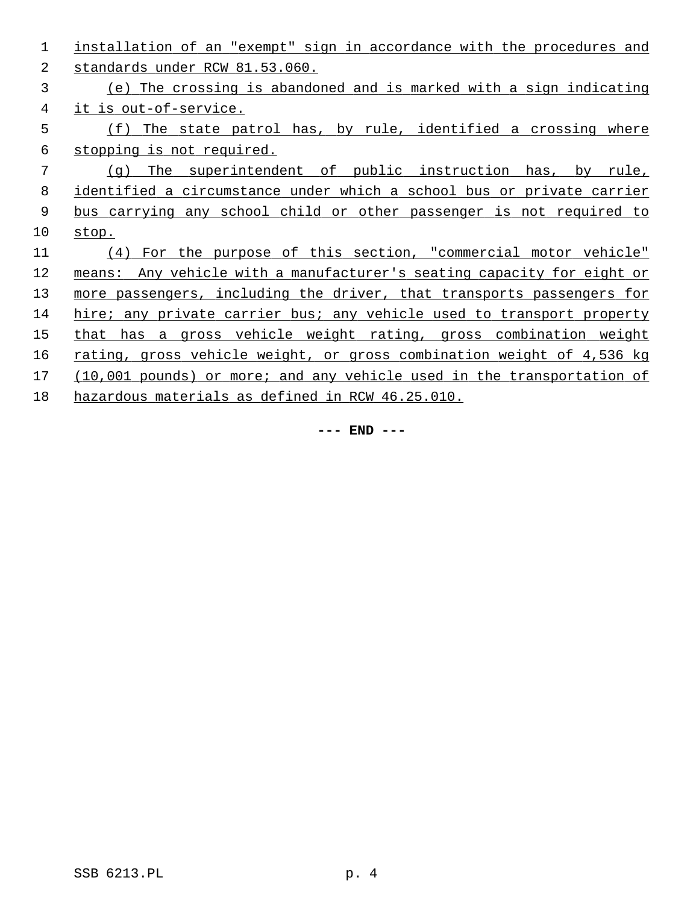installation of an "exempt" sign in accordance with the procedures and standards under RCW 81.53.060.

(e) The crossing is abandoned and is marked with a sign indicating it is out-of-service.

(f) The state patrol has, by rule, identified a crossing where stopping is not required.

(g) The superintendent of public instruction has, by rule, identified a circumstance under which a school bus or private carrier bus carrying any school child or other passenger is not required to stop.

(4) For the purpose of this section, "commercial motor vehicle" means: Any vehicle with a manufacturer's seating capacity for eight or more passengers, including the driver, that transports passengers for hire; any private carrier bus; any vehicle used to transport property that has a gross vehicle weight rating, gross combination weight rating, gross vehicle weight, or gross combination weight of 4,536 kg (10,001 pounds) or more; and any vehicle used in the transportation of hazardous materials as defined in RCW 46.25.010.

**--- END ---**